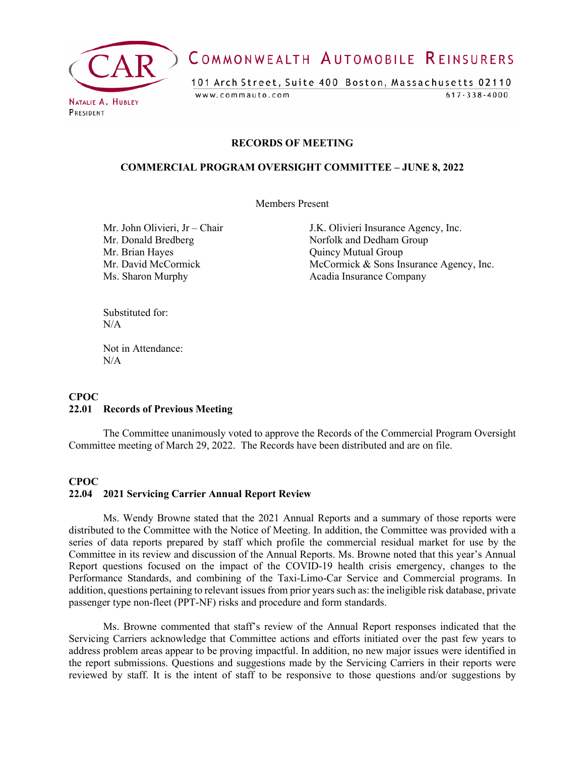COMMONWEALTH AUTOMOBILE REINSURERS

101 Arch Street, Suite 400 Boston, Massachusetts 02110

www.commauto.com 617-338-4000

NATALIE A. HUBLEY
PRESIDENT

**RECORDS OF MEETING**

**COMMERCIAL PROGRAM OVERSIGHT COMMITTEE – JUNE 8, 2022**

Members Present

| | |
|---|---|
| Mr. John Olivieri, Jr – Chair | J.K. Olivieri Insurance Agency, Inc. |
| Mr. Donald Bredberg | Norfolk and Dedham Group |
| Mr. Brian Hayes | Quincy Mutual Group |
| Mr. David McCormick | McCormick & Sons Insurance Agency, Inc. |
| Ms. Sharon Murphy | Acadia Insurance Company |

Substituted for:
N/A

Not in Attendance:
N/A

**CPOC**
**22.01 Records of Previous Meeting**

The Committee unanimously voted to approve the Records of the Commercial Program Oversight Committee meeting of March 29, 2022. The Records have been distributed and are on file.

**CPOC**
**22.04 2021 Servicing Carrier Annual Report Review**

Ms. Wendy Browne stated that the 2021 Annual Reports and a summary of those reports were distributed to the Committee with the Notice of Meeting. In addition, the Committee was provided with a series of data reports prepared by staff which profile the commercial residual market for use by the Committee in its review and discussion of the Annual Reports. Ms. Browne noted that this year's Annual Report questions focused on the impact of the COVID-19 health crisis emergency, changes to the Performance Standards, and combining of the Taxi-Limo-Car Service and Commercial programs. In addition, questions pertaining to relevant issues from prior years such as: the ineligible risk database, private passenger type non-fleet (PPT-NF) risks and procedure and form standards.

Ms. Browne commented that staff's review of the Annual Report responses indicated that the Servicing Carriers acknowledge that Committee actions and efforts initiated over the past few years to address problem areas appear to be proving impactful. In addition, no new major issues were identified in the report submissions. Questions and suggestions made by the Servicing Carriers in their reports were reviewed by staff. It is the intent of staff to be responsive to those questions and/or suggestions by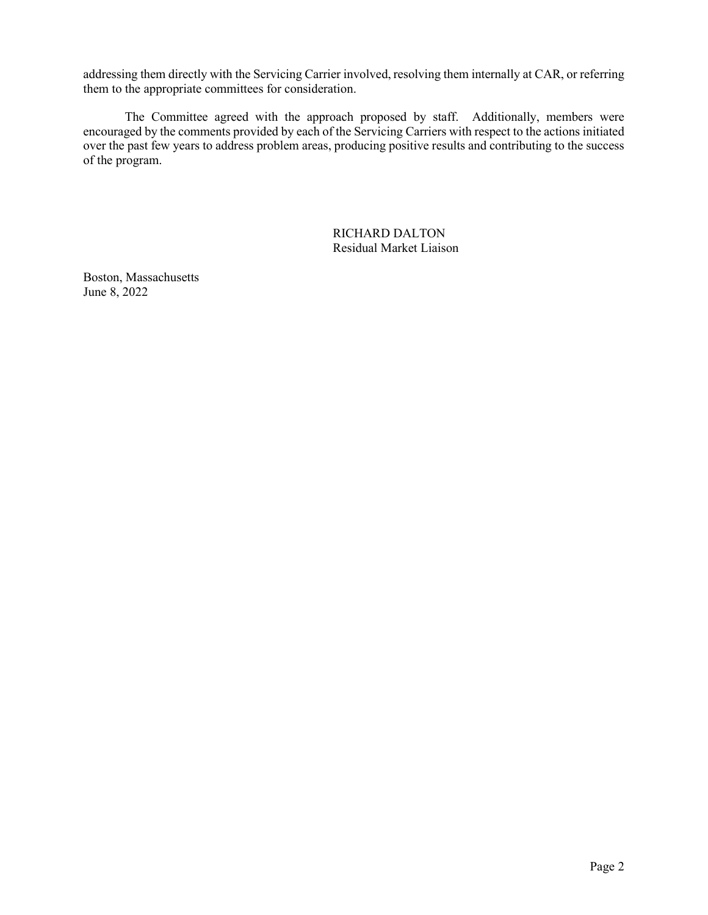addressing them directly with the Servicing Carrier involved, resolving them internally at CAR, or referring them to the appropriate committees for consideration.

The Committee agreed with the approach proposed by staff. Additionally, members were encouraged by the comments provided by each of the Servicing Carriers with respect to the actions initiated over the past few years to address problem areas, producing positive results and contributing to the success of the program.

RICHARD DALTON
Residual Market Liaison

Boston, Massachusetts
June 8, 2022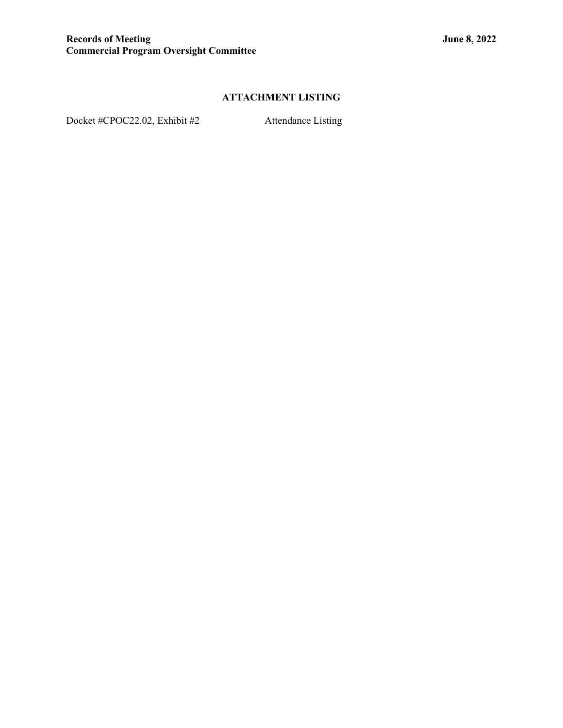## ATTACHMENT LISTING

Docket #CPOC22.02, Exhibit #2 Attendance Listing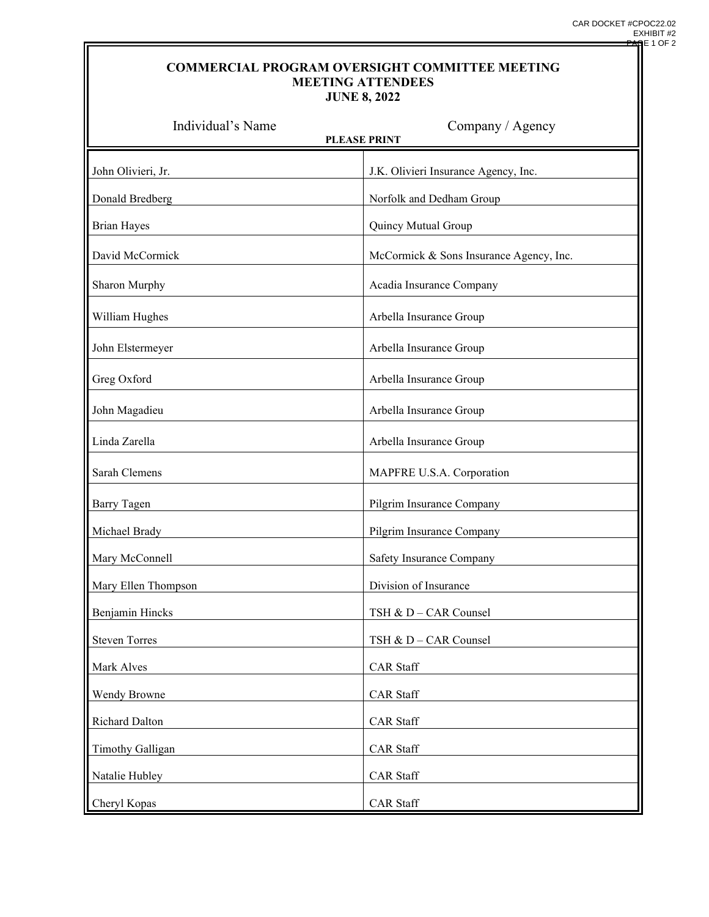CAR DOCKET #CPOC22.02
EXHIBIT #2
PAGE 1 OF 2

# COMMERCIAL PROGRAM OVERSIGHT COMMITTEE MEETING
## MEETING ATTENDEES
## JUNE 8, 2022

| Individual's Name | Company / Agency |
|---|---|
| **PLEASE PRINT** | |
| John Olivieri, Jr. | J.K. Olivieri Insurance Agency, Inc. |
| Donald Bredberg | Norfolk and Dedham Group |
| Brian Hayes | Quincy Mutual Group |
| David McCormick | McCormick & Sons Insurance Agency, Inc. |
| Sharon Murphy | Acadia Insurance Company |
| William Hughes | Arbella Insurance Group |
| John Elstermeyer | Arbella Insurance Group |
| Greg Oxford | Arbella Insurance Group |
| John Magadieu | Arbella Insurance Group |
| Linda Zarella | Arbella Insurance Group |
| Sarah Clemens | MAPFRE U.S.A. Corporation |
| Barry Tagen | Pilgrim Insurance Company |
| Michael Brady | Pilgrim Insurance Company |
| Mary McConnell | Safety Insurance Company |
| Mary Ellen Thompson | Division of Insurance |
| Benjamin Hincks | TSH & D – CAR Counsel |
| Steven Torres | TSH & D – CAR Counsel |
| Mark Alves | CAR Staff |
| Wendy Browne | CAR Staff |
| Richard Dalton | CAR Staff |
| Timothy Galligan | CAR Staff |
| Natalie Hubley | CAR Staff |
| Cheryl Kopas | CAR Staff |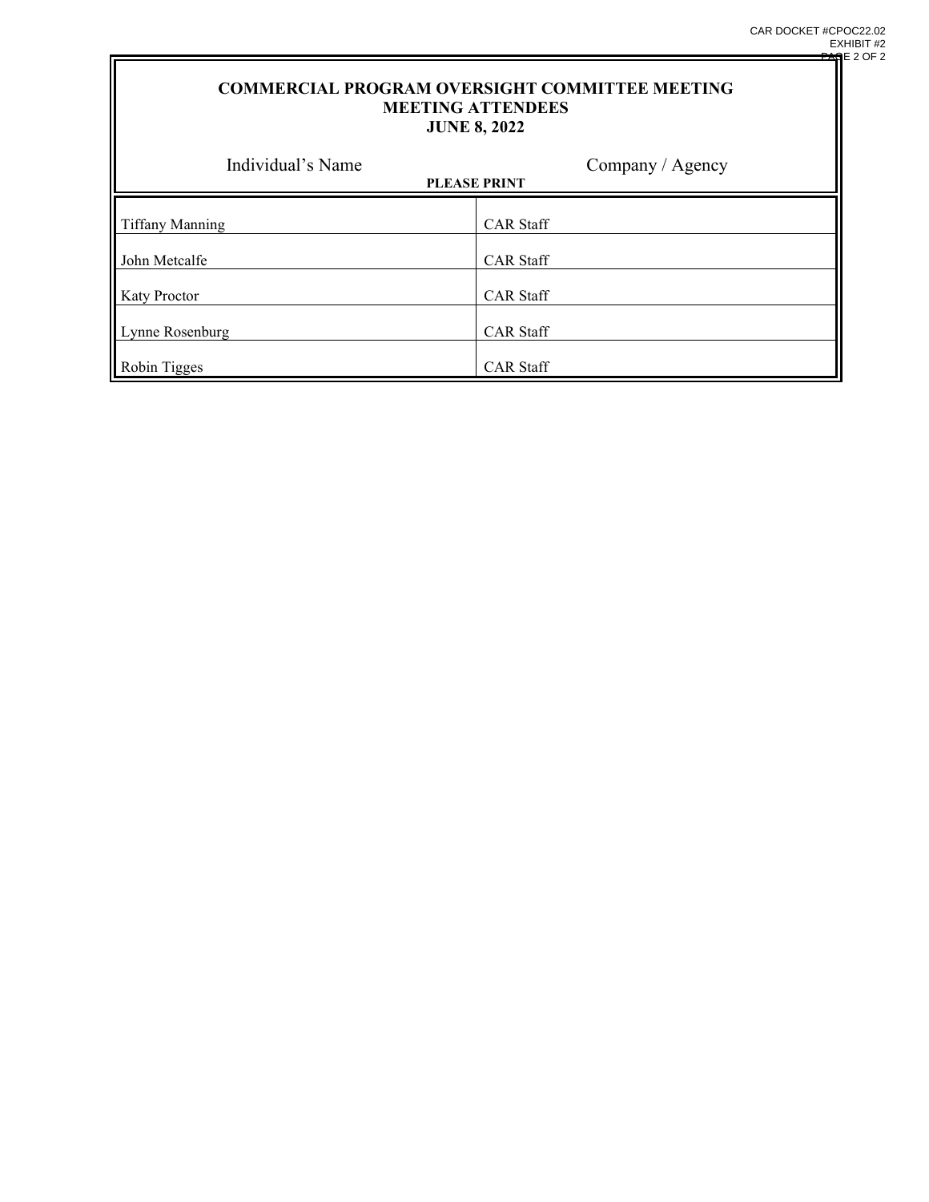CAR DOCKET #CPOC22.02
EXHIBIT #2

**COMMERCIAL PROGRAM OVERSIGHT COMMITTEE MEETING**
**MEETING ATTENDEES**
**JUNE 8, 2022**

| Individual's Name | Company / Agency |
|---|---|
| | **PLEASE PRINT** |
| Tiffany Manning | CAR Staff |
| John Metcalfe | CAR Staff |
| Katy Proctor | CAR Staff |
| Lynne Rosenburg | CAR Staff |
| Robin Tigges | CAR Staff |